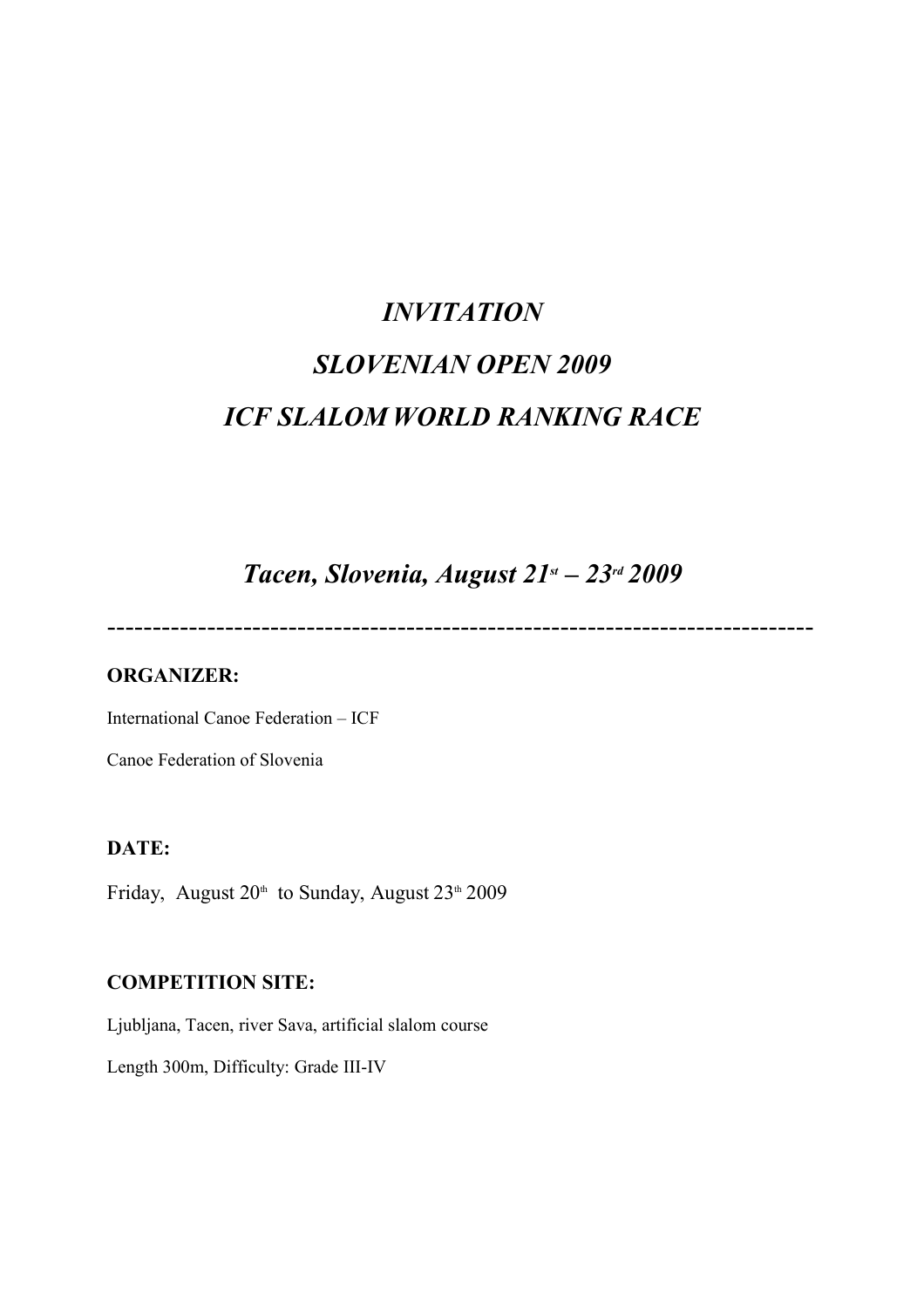# *INVITATION*

# *SLOVENIAN OPEN 2009*

# *ICF SLALOM WORLD RANKING RACE*

## *Tacen, Slovenia, August 21st – 23rd 2009*

---------------------------------------------------------------------------

**ORGANIZER:**

International Canoe Federation – ICF

Canoe Federation of Slovenia

**DATE:**

Friday, August 20th to Sunday, August 23th 2009

**COMPETITION SITE:**

Ljubljana, Tacen, river Sava, artificial slalom course

Length 300m, Difficulty: Grade III-IV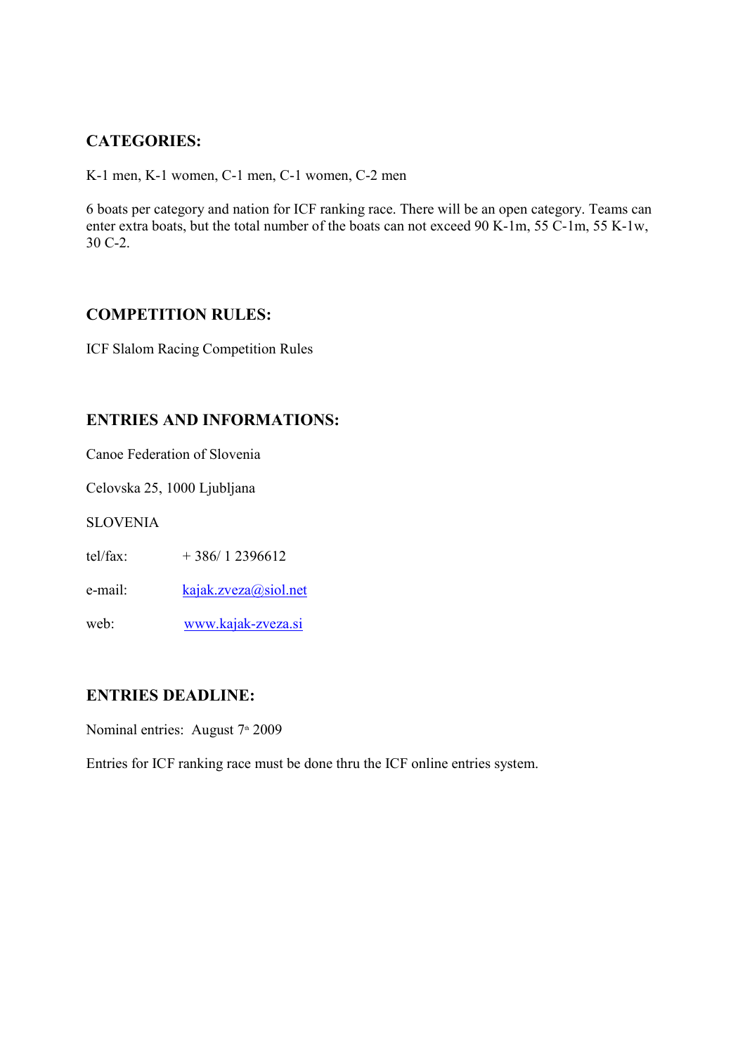## CATEGORIES:

K-1 men, K-1 women, C-1 men, C-1 women, C-2 men

6 boats per category and nation for ICF ranking race. There will be an open category. Teams can enter extra boats, but the total number of the boats can not exceed 90 K-1m, 55 C-1m, 55 K-1w, 30 C-2.

## COMPETITION RULES:

ICF Slalom Racing Competition Rules

## ENTRIES AND INFORMATIONS:

Canoe Federation of Slovenia

Celovska 25, 1000 Ljubljana

SLOVENIA

tel/fax: + 386/ 1 2396612

e-mail: kajak.zveza@siol.net

web: www.kajak-zveza.si

## ENTRIES DEADLINE:

Nominal entries: August 7th 2009

Entries for ICF ranking race must be done thru the ICF online entries system.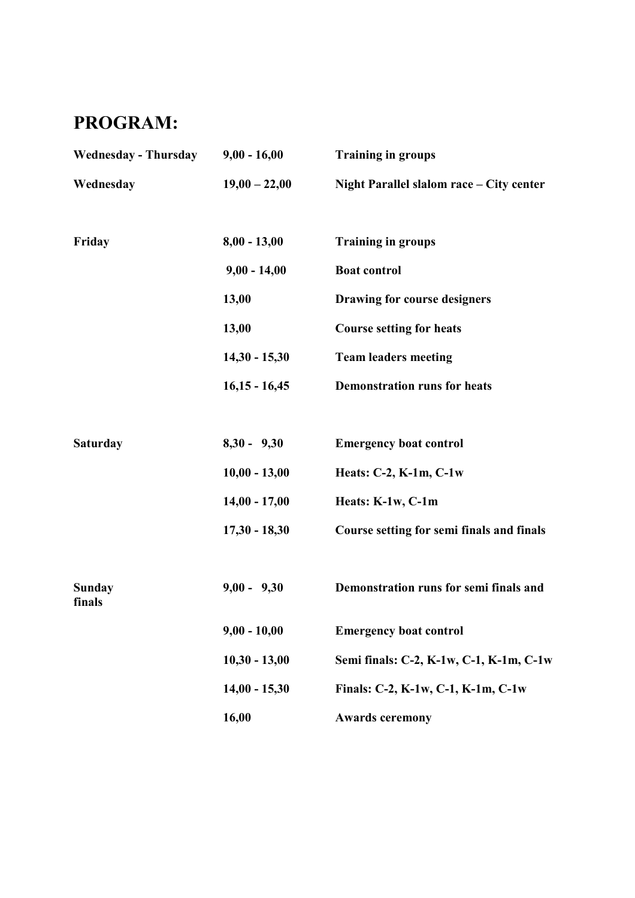# PROGRAM:

| | | |
|---|---|---|
| **Wednesday - Thursday** | **9,00 - 16,00** | **Training in groups** |
| **Wednesday** | **19,00 – 22,00** | **Night Parallel slalom race – City center** |
| | | |
| **Friday** | **8,00 - 13,00** | **Training in groups** |
| | **9,00 - 14,00** | **Boat control** |
| | **13,00** | **Drawing for course designers** |
| | **13,00** | **Course setting for heats** |
| | **14,30 - 15,30** | **Team leaders meeting** |
| | **16,15 - 16,45** | **Demonstration runs for heats** |
| | | |
| **Saturday** | **8,30 - 9,30** | **Emergency boat control** |
| | **10,00 - 13,00** | **Heats: C-2, K-1m, C-1w** |
| | **14,00 - 17,00** | **Heats: K-1w, C-1m** |
| | **17,30 - 18,30** | **Course setting for semi finals and finals** |
| | | |
| **Sunday** | **9,00 - 9,30** | **Demonstration runs for semi finals and finals** |
| | **9,00 - 10,00** | **Emergency boat control** |
| | **10,30 - 13,00** | **Semi finals: C-2, K-1w, C-1, K-1m, C-1w** |
| | **14,00 - 15,30** | **Finals: C-2, K-1w, C-1, K-1m, C-1w** |
| | **16,00** | **Awards ceremony** |